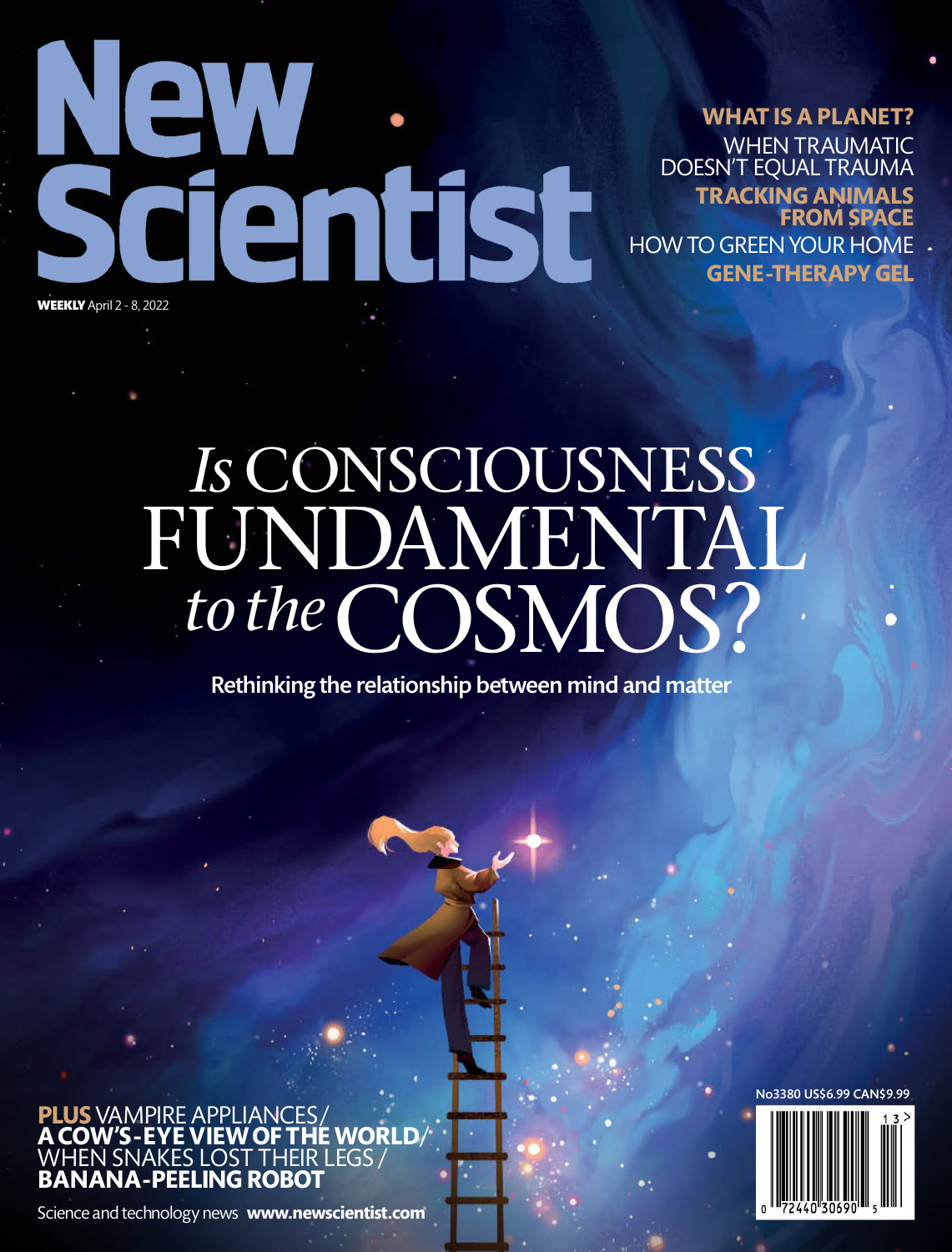# New Scientist

**WEEKLY** April 2 - 8, 2022

**WHAT IS A PLANET?**

WHEN TRAUMATIC DOESN'T EQUAL TRAUMA

**TRACKING ANIMALS FROM SPACE**

HOW TO GREEN YOUR HOME

**GENE-THERAPY GEL**

# *Is* CONSCIOUSNESS FUNDAMENTAL *to the* COSMOS?

**Rethinking the relationship between mind and matter**

**PLUS** VAMPIRE APPLIANCES / **A COW'S-EYE VIEW OF THE WORLD** / WHEN SNAKES LOST THEIR LEGS / **BANANA-PEELING ROBOT**

Science and technology news **www.newscientist.com**

No3380 US$6.99 CAN$9.99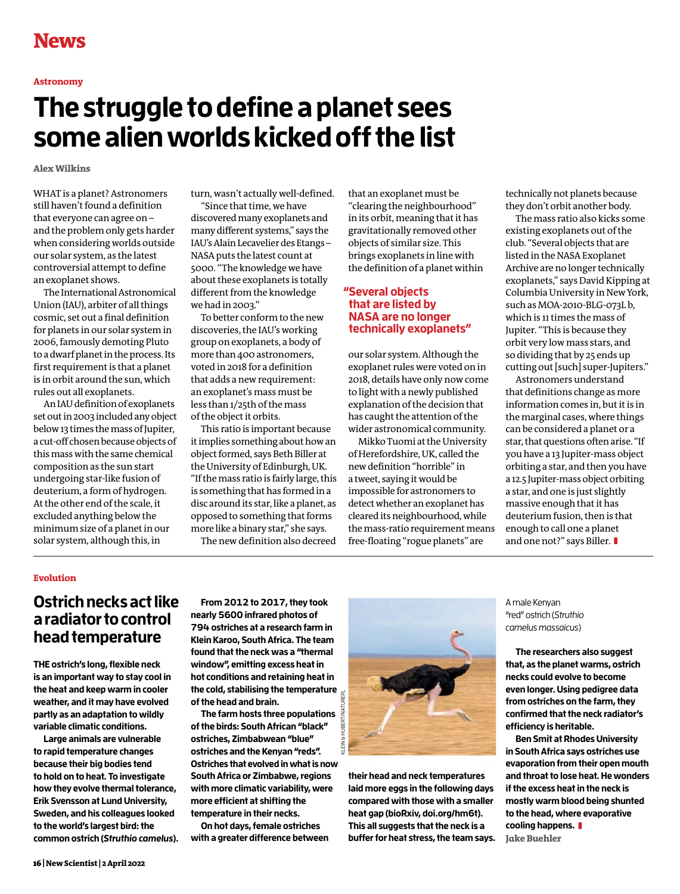# News

**Astronomy**

## The struggle to define a planet sees some alien worlds kicked off the list

**Alex Wilkins**

WHAT is a planet? Astronomers still haven't found a definition that everyone can agree on – and the problem only gets harder when considering worlds outside our solar system, as the latest controversial attempt to define an exoplanet shows.

The International Astronomical Union (IAU), arbiter of all things cosmic, set out a final definition for planets in our solar system in 2006, famously demoting Pluto to a dwarf planet in the process. Its first requirement is that a planet is in orbit around the sun, which rules out all exoplanets.

An IAU definition of exoplanets set out in 2003 included any object below 13 times the mass of Jupiter, a cut-off chosen because objects of this mass with the same chemical composition as the sun start undergoing star-like fusion of deuterium, a form of hydrogen. At the other end of the scale, it excluded anything below the minimum size of a planet in our solar system, although this, in turn, wasn't actually well-defined.

"Since that time, we have discovered many exoplanets and many different systems," says the IAU's Alain Lecavelier des Etangs – NASA puts the latest count at 5000. "The knowledge we have about these exoplanets is totally different from the knowledge we had in 2003."

To better conform to the new discoveries, the IAU's working group on exoplanets, a body of more than 400 astronomers, voted in 2018 for a definition that adds a new requirement: an exoplanet's mass must be less than 1/25th of the mass of the object it orbits.

This ratio is important because it implies something about how an object formed, says Beth Biller at the University of Edinburgh, UK. "If the mass ratio is fairly large, this is something that has formed in a disc around its star, like a planet, as opposed to something that forms more like a binary star," she says.

The new definition also decreed that an exoplanet must be "clearing the neighbourhood" in its orbit, meaning that it has gravitationally removed other objects of similar size. This brings exoplanets in line with the definition of a planet within our solar system. Although the exoplanet rules were voted on in 2018, details have only now come to light with a newly published explanation of the decision that has caught the attention of the wider astronomical community.

> "Several objects that are listed by NASA are no longer technically exoplanets"

Mikko Tuomi at the University of Herefordshire, UK, called the new definition "horrible" in a tweet, saying it would be impossible for astronomers to detect whether an exoplanet has cleared its neighbourhood, while the mass-ratio requirement means free-floating "rogue planets" are technically not planets because they don't orbit another body.

The mass ratio also kicks some existing exoplanets out of the club. "Several objects that are listed in the NASA Exoplanet Archive are no longer technically exoplanets," says David Kipping at Columbia University in New York, such as MOA-2010-BLG-073L b, which is 11 times the mass of Jupiter. "This is because they orbit very low mass stars, and so dividing that by 25 ends up cutting out [such] super-Jupiters."

Astronomers understand that definitions change as more information comes in, but it is in the marginal cases, where things can be considered a planet or a star, that questions often arise. "If you have a 13 Jupiter-mass object orbiting a star, and then you have a 12.5 Jupiter-mass object orbiting a star, and one is just slightly massive enough that it has deuterium fusion, then is that enough to call one a planet and one not?" says Biller. ■

---

**Evolution**

## Ostrich necks act like a radiator to control head temperature

**THE ostrich's long, flexible neck is an important way to stay cool in the heat and keep warm in cooler weather, and it may have evolved partly as an adaptation to wildly variable climatic conditions.**

**Large animals are vulnerable to rapid temperature changes because their big bodies tend to hold on to heat. To investigate how they evolve thermal tolerance, Erik Svensson at Lund University, Sweden, and his colleagues looked to the world's largest bird: the common ostrich (*Struthio camelus*).**

**From 2012 to 2017, they took nearly 5600 infrared photos of 794 ostriches at a research farm in Klein Karoo, South Africa. The team found that the neck was a "thermal window", emitting excess heat in hot conditions and retaining heat in the cold, stabilising the temperature of the head and brain.**

**The farm hosts three populations of the birds: South African "black" ostriches, Zimbabwean "blue" ostriches and the Kenyan "reds". Ostriches that evolved in what is now South Africa or Zimbabwe, regions with more climatic variability, were more efficient at shifting the temperature in their necks.**

**On hot days, female ostriches with a greater difference between their head and neck temperatures laid more eggs in the following days compared with those with a smaller heat gap (bioRxiv, doi.org/hm6t). This all suggests that the neck is a buffer for heat stress, the team says.**

A male Kenyan "red" ostrich (*Struthio camelus massaicus*)

**The researchers also suggest that, as the planet warms, ostrich necks could evolve to become even longer. Using pedigree data from ostriches on the farm, they confirmed that the neck radiator's efficiency is heritable.**

**Ben Smit at Rhodes University in South Africa says ostriches use evaporation from their open mouth and throat to lose heat. He wonders if the excess heat in the neck is mostly warm blood being shunted to the head, where evaporative cooling happens. ■**

**Jake Buehler**